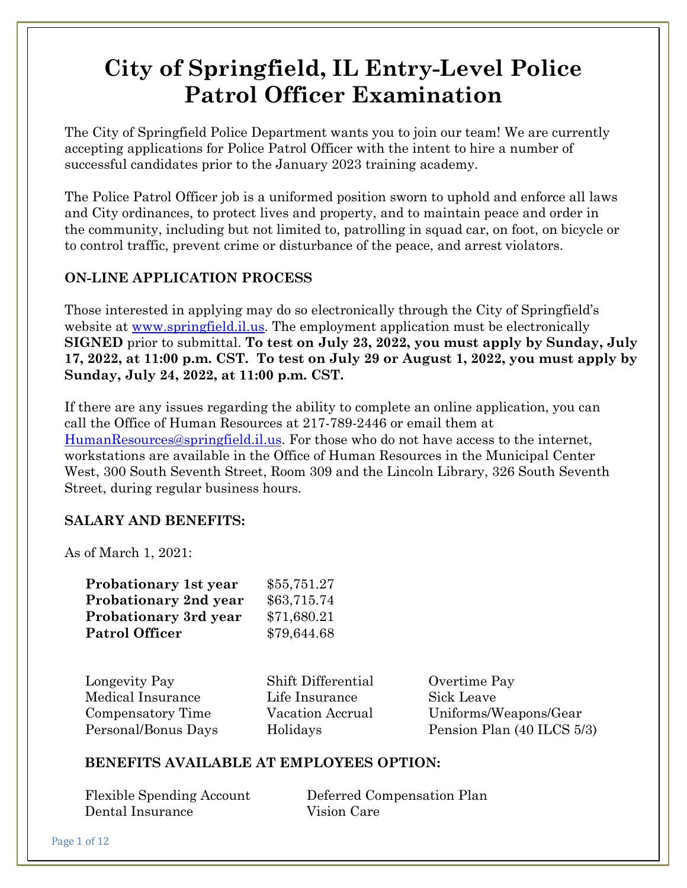# City of Springfield, IL Entry-Level Police Patrol Officer Examination

The City of Springfield Police Department wants you to join our team! We are currently accepting applications for Police Patrol Officer with the intent to hire a number of successful candidates prior to the January 2023 training academy.

The Police Patrol Officer job is a uniformed position sworn to uphold and enforce all laws and City ordinances, to protect lives and property, and to maintain peace and order in the community, including but not limited to, patrolling in squad car, on foot, on bicycle or to control traffic, prevent crime or disturbance of the peace, and arrest violators.

**ON-LINE APPLICATION PROCESS**

Those interested in applying may do so electronically through the City of Springfield's website at www.springfield.il.us. The employment application must be electronically **SIGNED** prior to submittal. **To test on July 23, 2022, you must apply by Sunday, July 17, 2022, at 11:00 p.m. CST. To test on July 29 or August 1, 2022, you must apply by Sunday, July 24, 2022, at 11:00 p.m. CST.**

If there are any issues regarding the ability to complete an online application, you can call the Office of Human Resources at 217-789-2446 or email them at HumanResources@springfield.il.us. For those who do not have access to the internet, workstations are available in the Office of Human Resources in the Municipal Center West, 300 South Seventh Street, Room 309 and the Lincoln Library, 326 South Seventh Street, during regular business hours.

**SALARY AND BENEFITS:**

As of March 1, 2021:

| | |
|---|---|
| **Probationary 1st year** | $55,751.27 |
| **Probationary 2nd year** | $63,715.74 |
| **Probationary 3rd year** | $71,680.21 |
| **Patrol Officer** | $79,644.68 |

| | | |
|---|---|---|
| Longevity Pay | Shift Differential | Overtime Pay |
| Medical Insurance | Life Insurance | Sick Leave |
| Compensatory Time | Vacation Accrual | Uniforms/Weapons/Gear |
| Personal/Bonus Days | Holidays | Pension Plan (40 ILCS 5/3) |

**BENEFITS AVAILABLE AT EMPLOYEES OPTION:**

| | |
|---|---|
| Flexible Spending Account | Deferred Compensation Plan |
| Dental Insurance | Vision Care |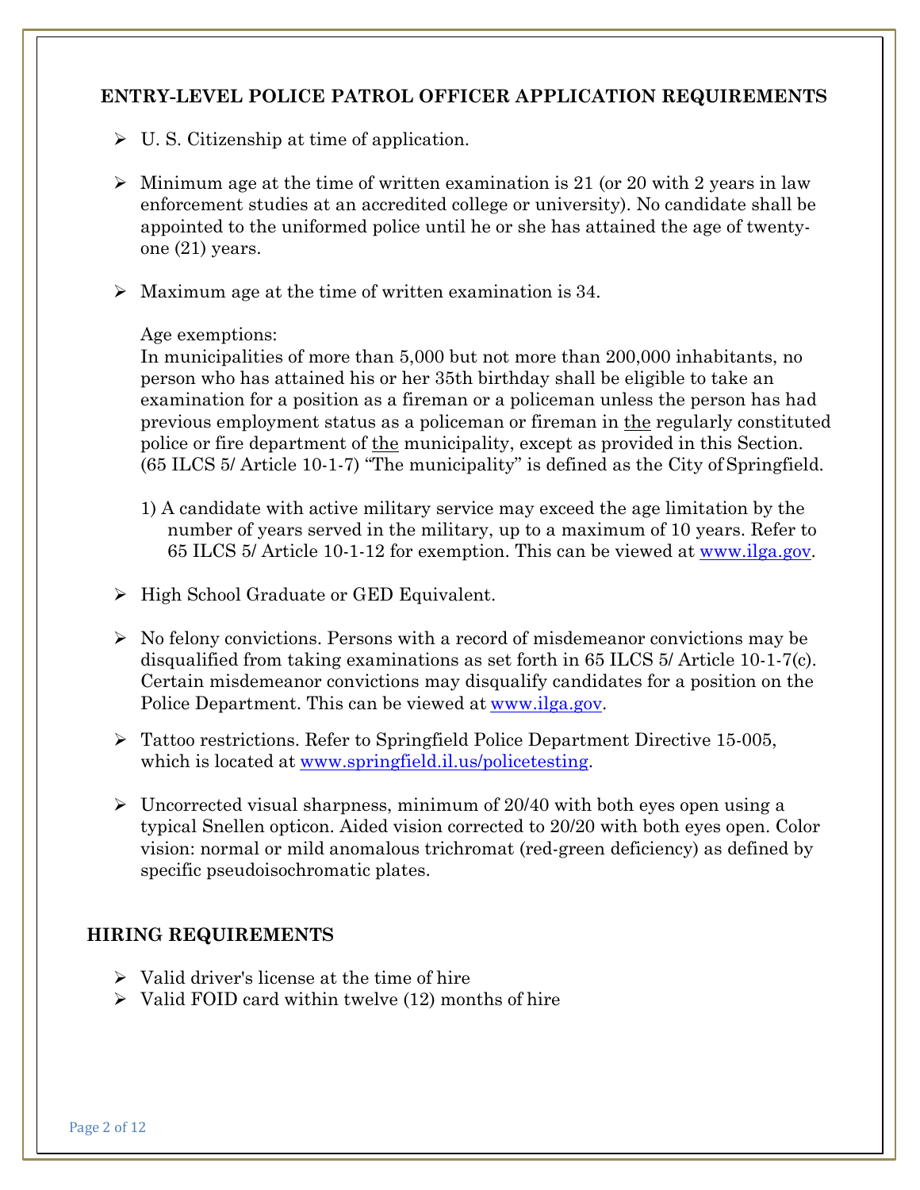## ENTRY-LEVEL POLICE PATROL OFFICER APPLICATION REQUIREMENTS

- U. S. Citizenship at time of application.

- Minimum age at the time of written examination is 21 (or 20 with 2 years in law enforcement studies at an accredited college or university). No candidate shall be appointed to the uniformed police until he or she has attained the age of twenty-one (21) years.

- Maximum age at the time of written examination is 34.

  Age exemptions:
  In municipalities of more than 5,000 but not more than 200,000 inhabitants, no person who has attained his or her 35th birthday shall be eligible to take an examination for a position as a fireman or a policeman unless the person has had previous employment status as a policeman or fireman in the regularly constituted police or fire department of the municipality, except as provided in this Section. (65 ILCS 5/ Article 10-1-7) "The municipality" is defined as the City of Springfield.

  1) A candidate with active military service may exceed the age limitation by the number of years served in the military, up to a maximum of 10 years. Refer to 65 ILCS 5/ Article 10-1-12 for exemption. This can be viewed at www.ilga.gov.

- High School Graduate or GED Equivalent.

- No felony convictions. Persons with a record of misdemeanor convictions may be disqualified from taking examinations as set forth in 65 ILCS 5/ Article 10-1-7(c). Certain misdemeanor convictions may disqualify candidates for a position on the Police Department. This can be viewed at www.ilga.gov.

- Tattoo restrictions. Refer to Springfield Police Department Directive 15-005, which is located at www.springfield.il.us/policetesting.

- Uncorrected visual sharpness, minimum of 20/40 with both eyes open using a typical Snellen opticon. Aided vision corrected to 20/20 with both eyes open. Color vision: normal or mild anomalous trichromat (red-green deficiency) as defined by specific pseudoisochromatic plates.

## HIRING REQUIREMENTS

- Valid driver's license at the time of hire
- Valid FOID card within twelve (12) months of hire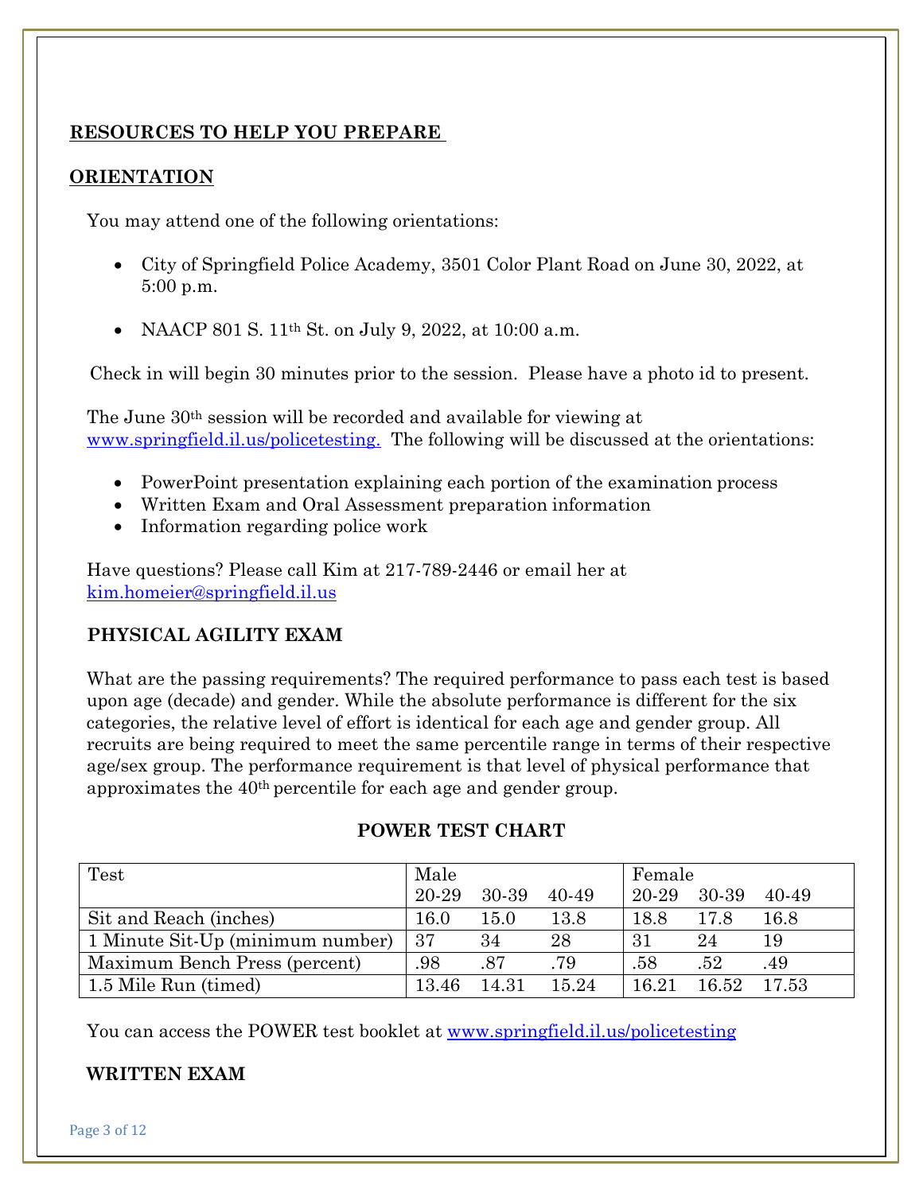## RESOURCES TO HELP YOU PREPARE

## ORIENTATION

You may attend one of the following orientations:

- City of Springfield Police Academy, 3501 Color Plant Road on June 30, 2022, at 5:00 p.m.
- NAACP 801 S. 11th St. on July 9, 2022, at 10:00 a.m.

Check in will begin 30 minutes prior to the session. Please have a photo id to present.

The June 30th session will be recorded and available for viewing at www.springfield.il.us/policetesting. The following will be discussed at the orientations:

- PowerPoint presentation explaining each portion of the examination process
- Written Exam and Oral Assessment preparation information
- Information regarding police work

Have questions? Please call Kim at 217-789-2446 or email her at kim.homeier@springfield.il.us

### PHYSICAL AGILITY EXAM

What are the passing requirements? The required performance to pass each test is based upon age (decade) and gender. While the absolute performance is different for the six categories, the relative level of effort is identical for each age and gender group. All recruits are being required to meet the same percentile range in terms of their respective age/sex group. The performance requirement is that level of physical performance that approximates the 40th percentile for each age and gender group.

**POWER TEST CHART**

| Test | Male | | | Female | | |
|---|---|---|---|---|---|---|
| | 20-29 | 30-39 | 40-49 | 20-29 | 30-39 | 40-49 |
| Sit and Reach (inches) | 16.0 | 15.0 | 13.8 | 18.8 | 17.8 | 16.8 |
| 1 Minute Sit-Up (minimum number) | 37 | 34 | 28 | 31 | 24 | 19 |
| Maximum Bench Press (percent) | .98 | .87 | .79 | .58 | .52 | .49 |
| 1.5 Mile Run (timed) | 13.46 | 14.31 | 15.24 | 16.21 | 16.52 | 17.53 |

You can access the POWER test booklet at www.springfield.il.us/policetesting

### WRITTEN EXAM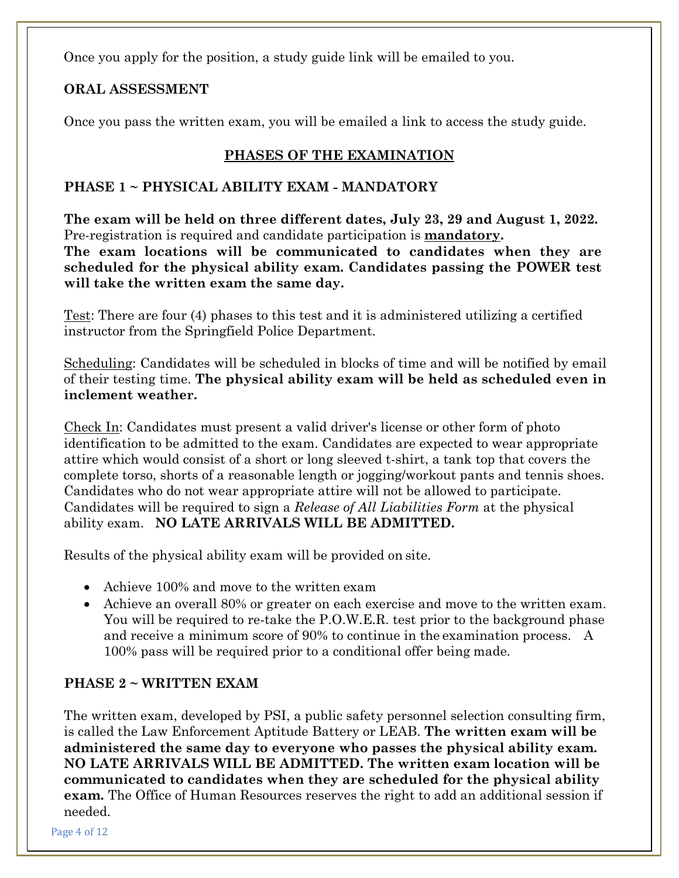Once you apply for the position, a study guide link will be emailed to you.

**ORAL ASSESSMENT**

Once you pass the written exam, you will be emailed a link to access the study guide.

## PHASES OF THE EXAMINATION

### PHASE 1 ~ PHYSICAL ABILITY EXAM - MANDATORY

**The exam will be held on three different dates, July 23, 29 and August 1, 2022.** Pre-registration is required and candidate participation is **mandatory.**
**The exam locations will be communicated to candidates when they are scheduled for the physical ability exam. Candidates passing the POWER test will take the written exam the same day.**

Test: There are four (4) phases to this test and it is administered utilizing a certified instructor from the Springfield Police Department.

Scheduling: Candidates will be scheduled in blocks of time and will be notified by email of their testing time. **The physical ability exam will be held as scheduled even in inclement weather.**

Check In: Candidates must present a valid driver's license or other form of photo identification to be admitted to the exam. Candidates are expected to wear appropriate attire which would consist of a short or long sleeved t-shirt, a tank top that covers the complete torso, shorts of a reasonable length or jogging/workout pants and tennis shoes. Candidates who do not wear appropriate attire will not be allowed to participate. Candidates will be required to sign a *Release of All Liabilities Form* at the physical ability exam. **NO LATE ARRIVALS WILL BE ADMITTED.**

Results of the physical ability exam will be provided on site.

- Achieve 100% and move to the written exam
- Achieve an overall 80% or greater on each exercise and move to the written exam. You will be required to re-take the P.O.W.E.R. test prior to the background phase and receive a minimum score of 90% to continue in the examination process. A 100% pass will be required prior to a conditional offer being made.

### PHASE 2 ~ WRITTEN EXAM

The written exam, developed by PSI, a public safety personnel selection consulting firm, is called the Law Enforcement Aptitude Battery or LEAB. **The written exam will be administered the same day to everyone who passes the physical ability exam. NO LATE ARRIVALS WILL BE ADMITTED. The written exam location will be communicated to candidates when they are scheduled for the physical ability exam.** The Office of Human Resources reserves the right to add an additional session if needed.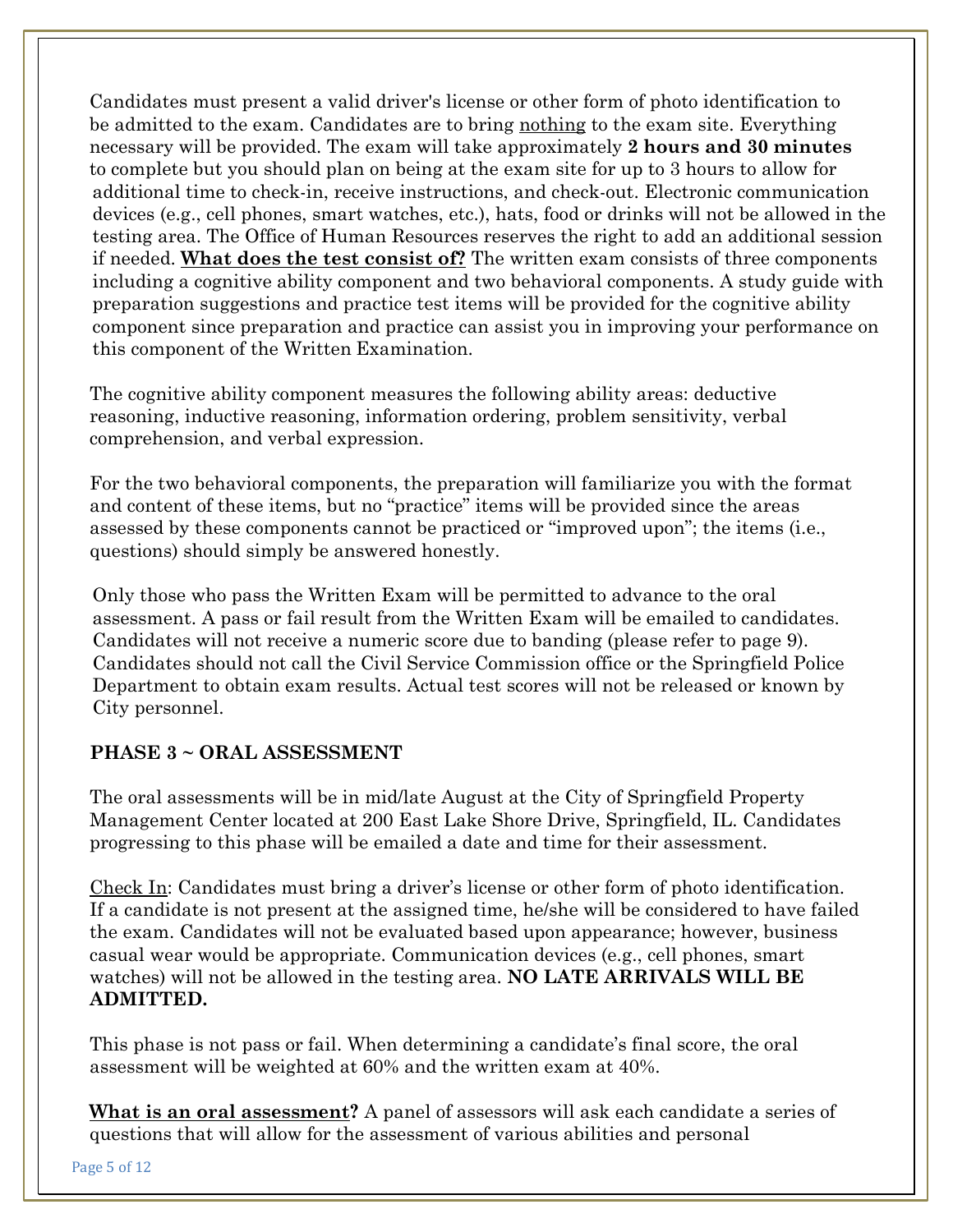Candidates must present a valid driver's license or other form of photo identification to be admitted to the exam. Candidates are to bring <u>nothing</u> to the exam site. Everything necessary will be provided. The exam will take approximately **2 hours and 30 minutes** to complete but you should plan on being at the exam site for up to 3 hours to allow for additional time to check-in, receive instructions, and check-out. Electronic communication devices (e.g., cell phones, smart watches, etc.), hats, food or drinks will not be allowed in the testing area. The Office of Human Resources reserves the right to add an additional session if needed. <u>**What does the test consist of?**</u> The written exam consists of three components including a cognitive ability component and two behavioral components. A study guide with preparation suggestions and practice test items will be provided for the cognitive ability component since preparation and practice can assist you in improving your performance on this component of the Written Examination.

The cognitive ability component measures the following ability areas: deductive reasoning, inductive reasoning, information ordering, problem sensitivity, verbal comprehension, and verbal expression.

For the two behavioral components, the preparation will familiarize you with the format and content of these items, but no "practice" items will be provided since the areas assessed by these components cannot be practiced or "improved upon"; the items (i.e., questions) should simply be answered honestly.

Only those who pass the Written Exam will be permitted to advance to the oral assessment. A pass or fail result from the Written Exam will be emailed to candidates. Candidates will not receive a numeric score due to banding (please refer to page 9). Candidates should not call the Civil Service Commission office or the Springfield Police Department to obtain exam results. Actual test scores will not be released or known by City personnel.

### PHASE 3 ~ ORAL ASSESSMENT

The oral assessments will be in mid/late August at the City of Springfield Property Management Center located at 200 East Lake Shore Drive, Springfield, IL. Candidates progressing to this phase will be emailed a date and time for their assessment.

<u>Check In</u>: Candidates must bring a driver's license or other form of photo identification. If a candidate is not present at the assigned time, he/she will be considered to have failed the exam. Candidates will not be evaluated based upon appearance; however, business casual wear would be appropriate. Communication devices (e.g., cell phones, smart watches) will not be allowed in the testing area. **NO LATE ARRIVALS WILL BE ADMITTED.**

This phase is not pass or fail. When determining a candidate's final score, the oral assessment will be weighted at 60% and the written exam at 40%.

<u>**What is an oral assessment**</u>**?** A panel of assessors will ask each candidate a series of questions that will allow for the assessment of various abilities and personal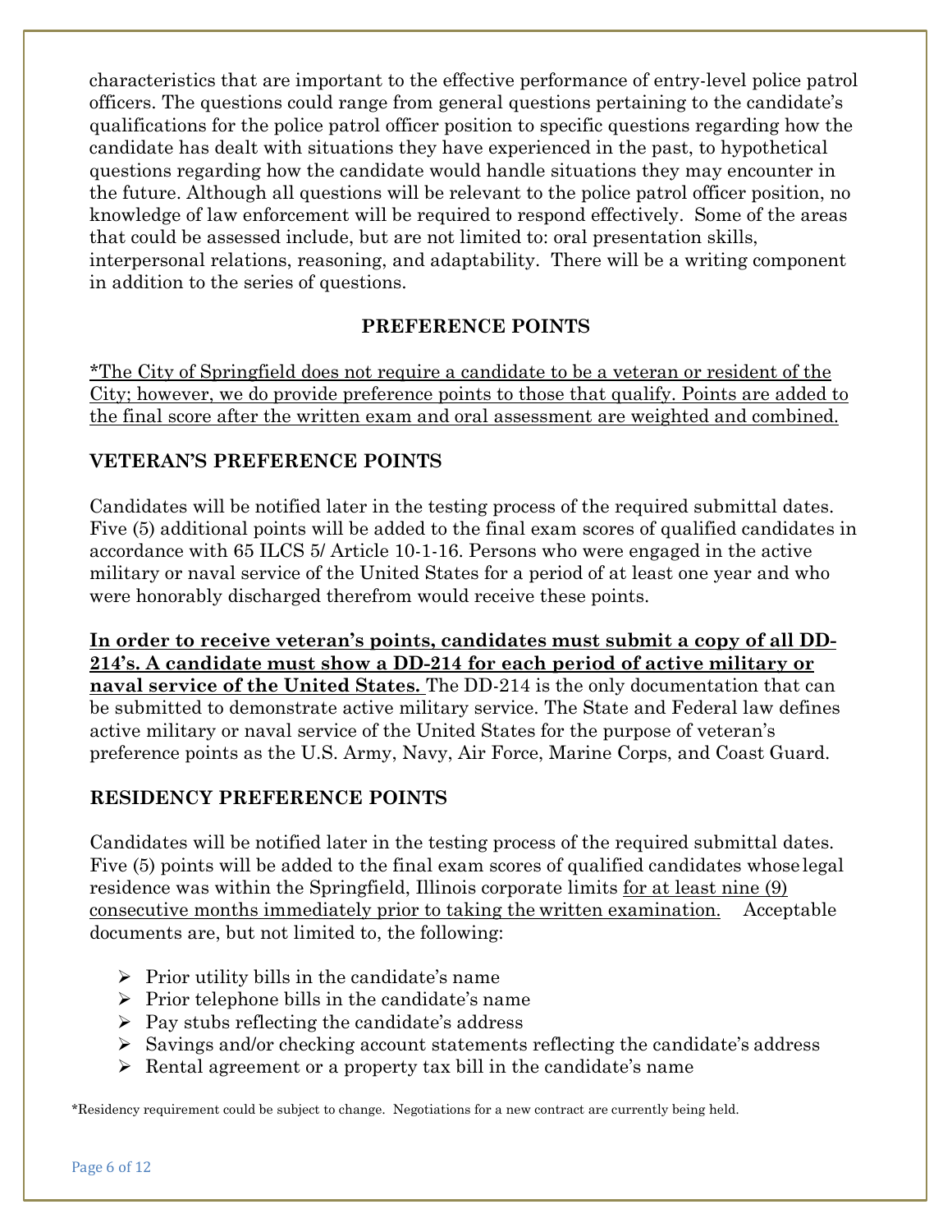characteristics that are important to the effective performance of entry-level police patrol officers. The questions could range from general questions pertaining to the candidate's qualifications for the police patrol officer position to specific questions regarding how the candidate has dealt with situations they have experienced in the past, to hypothetical questions regarding how the candidate would handle situations they may encounter in the future. Although all questions will be relevant to the police patrol officer position, no knowledge of law enforcement will be required to respond effectively. Some of the areas that could be assessed include, but are not limited to: oral presentation skills, interpersonal relations, reasoning, and adaptability. There will be a writing component in addition to the series of questions.

## PREFERENCE POINTS

<u>*The City of Springfield does not require a candidate to be a veteran or resident of the City; however, we do provide preference points to those that qualify. Points are added to the final score after the written exam and oral assessment are weighted and combined.</u>

### VETERAN'S PREFERENCE POINTS

Candidates will be notified later in the testing process of the required submittal dates. Five (5) additional points will be added to the final exam scores of qualified candidates in accordance with 65 ILCS 5/ Article 10-1-16. Persons who were engaged in the active military or naval service of the United States for a period of at least one year and who were honorably discharged therefrom would receive these points.

**<u>In order to receive veteran's points, candidates must submit a copy of all DD-214's. A candidate must show a DD-214 for each period of active military or naval service of the United States.</u>** The DD-214 is the only documentation that can be submitted to demonstrate active military service. The State and Federal law defines active military or naval service of the United States for the purpose of veteran's preference points as the U.S. Army, Navy, Air Force, Marine Corps, and Coast Guard.

### RESIDENCY PREFERENCE POINTS

Candidates will be notified later in the testing process of the required submittal dates. Five (5) points will be added to the final exam scores of qualified candidates whose legal residence was within the Springfield, Illinois corporate limits <u>for at least nine (9) consecutive months immediately prior to taking the written examination.</u> Acceptable documents are, but not limited to, the following:

- Prior utility bills in the candidate's name
- Prior telephone bills in the candidate's name
- Pay stubs reflecting the candidate's address
- Savings and/or checking account statements reflecting the candidate's address
- Rental agreement or a property tax bill in the candidate's name

*Residency requirement could be subject to change. Negotiations for a new contract are currently being held.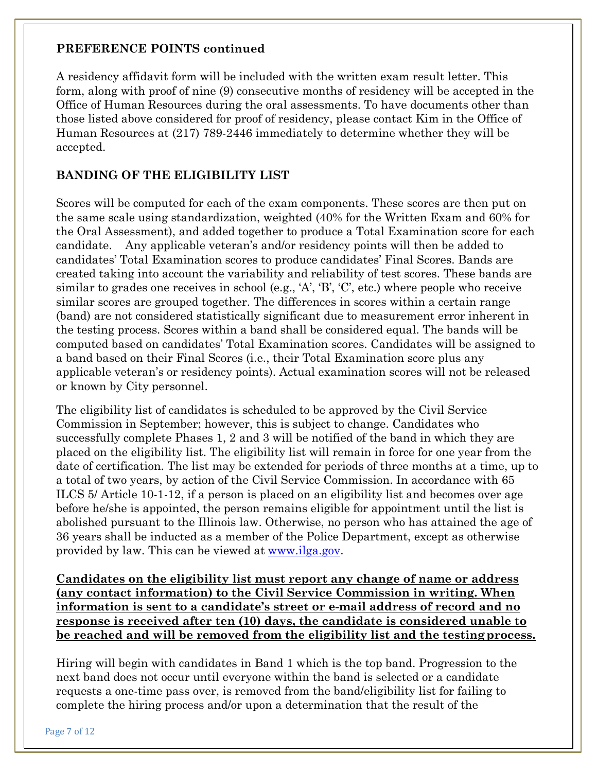## PREFERENCE POINTS continued

A residency affidavit form will be included with the written exam result letter. This form, along with proof of nine (9) consecutive months of residency will be accepted in the Office of Human Resources during the oral assessments. To have documents other than those listed above considered for proof of residency, please contact Kim in the Office of Human Resources at (217) 789-2446 immediately to determine whether they will be accepted.

## BANDING OF THE ELIGIBILITY LIST

Scores will be computed for each of the exam components. These scores are then put on the same scale using standardization, weighted (40% for the Written Exam and 60% for the Oral Assessment), and added together to produce a Total Examination score for each candidate. Any applicable veteran's and/or residency points will then be added to candidates' Total Examination scores to produce candidates' Final Scores. Bands are created taking into account the variability and reliability of test scores. These bands are similar to grades one receives in school (e.g., 'A', 'B', 'C', etc.) where people who receive similar scores are grouped together. The differences in scores within a certain range (band) are not considered statistically significant due to measurement error inherent in the testing process. Scores within a band shall be considered equal. The bands will be computed based on candidates' Total Examination scores. Candidates will be assigned to a band based on their Final Scores (i.e., their Total Examination score plus any applicable veteran's or residency points). Actual examination scores will not be released or known by City personnel.

The eligibility list of candidates is scheduled to be approved by the Civil Service Commission in September; however, this is subject to change. Candidates who successfully complete Phases 1, 2 and 3 will be notified of the band in which they are placed on the eligibility list. The eligibility list will remain in force for one year from the date of certification. The list may be extended for periods of three months at a time, up to a total of two years, by action of the Civil Service Commission. In accordance with 65 ILCS 5/ Article 10-1-12, if a person is placed on an eligibility list and becomes over age before he/she is appointed, the person remains eligible for appointment until the list is abolished pursuant to the Illinois law. Otherwise, no person who has attained the age of 36 years shall be inducted as a member of the Police Department, except as otherwise provided by law. This can be viewed at [www.ilga.gov](http://www.ilga.gov).

**Candidates on the eligibility list must report any change of name or address (any contact information) to the Civil Service Commission in writing. When information is sent to a candidate's street or e-mail address of record and no response is received after ten (10) days, the candidate is considered unable to be reached and will be removed from the eligibility list and the testing process.**

Hiring will begin with candidates in Band 1 which is the top band. Progression to the next band does not occur until everyone within the band is selected or a candidate requests a one-time pass over, is removed from the band/eligibility list for failing to complete the hiring process and/or upon a determination that the result of the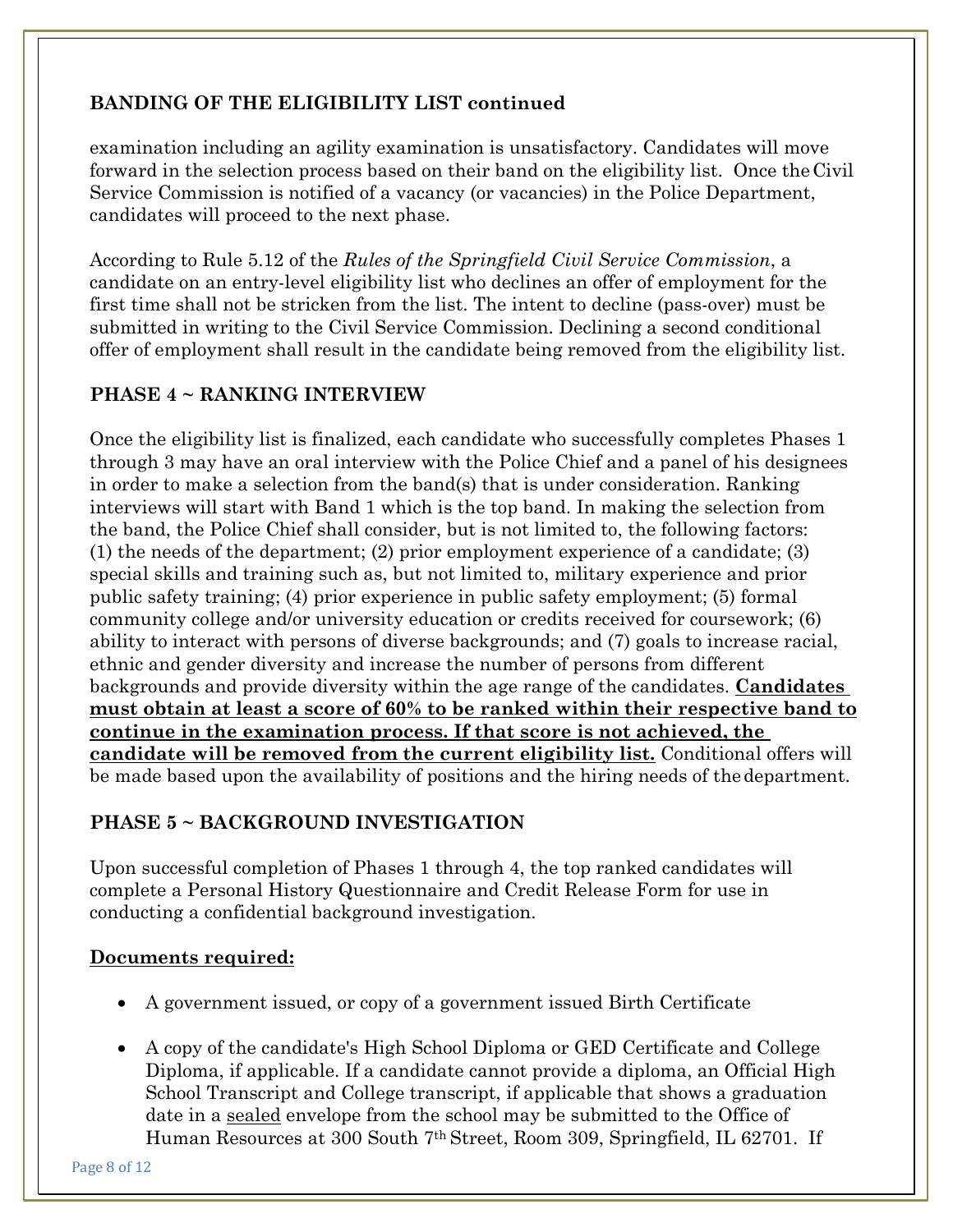## BANDING OF THE ELIGIBILITY LIST continued

examination including an agility examination is unsatisfactory. Candidates will move forward in the selection process based on their band on the eligibility list. Once the Civil Service Commission is notified of a vacancy (or vacancies) in the Police Department, candidates will proceed to the next phase.

According to Rule 5.12 of the *Rules of the Springfield Civil Service Commission*, a candidate on an entry-level eligibility list who declines an offer of employment for the first time shall not be stricken from the list. The intent to decline (pass-over) must be submitted in writing to the Civil Service Commission. Declining a second conditional offer of employment shall result in the candidate being removed from the eligibility list.

## PHASE 4 ~ RANKING INTERVIEW

Once the eligibility list is finalized, each candidate who successfully completes Phases 1 through 3 may have an oral interview with the Police Chief and a panel of his designees in order to make a selection from the band(s) that is under consideration. Ranking interviews will start with Band 1 which is the top band. In making the selection from the band, the Police Chief shall consider, but is not limited to, the following factors: (1) the needs of the department; (2) prior employment experience of a candidate; (3) special skills and training such as, but not limited to, military experience and prior public safety training; (4) prior experience in public safety employment; (5) formal community college and/or university education or credits received for coursework; (6) ability to interact with persons of diverse backgrounds; and (7) goals to increase racial, ethnic and gender diversity and increase the number of persons from different backgrounds and provide diversity within the age range of the candidates. **Candidates must obtain at least a score of 60% to be ranked within their respective band to continue in the examination process. If that score is not achieved, the candidate will be removed from the current eligibility list.** Conditional offers will be made based upon the availability of positions and the hiring needs of the department.

## PHASE 5 ~ BACKGROUND INVESTIGATION

Upon successful completion of Phases 1 through 4, the top ranked candidates will complete a Personal History Questionnaire and Credit Release Form for use in conducting a confidential background investigation.

**Documents required:**

- A government issued, or copy of a government issued Birth Certificate
- A copy of the candidate's High School Diploma or GED Certificate and College Diploma, if applicable. If a candidate cannot provide a diploma, an Official High School Transcript and College transcript, if applicable that shows a graduation date in a sealed envelope from the school may be submitted to the Office of Human Resources at 300 South 7th Street, Room 309, Springfield, IL 62701. If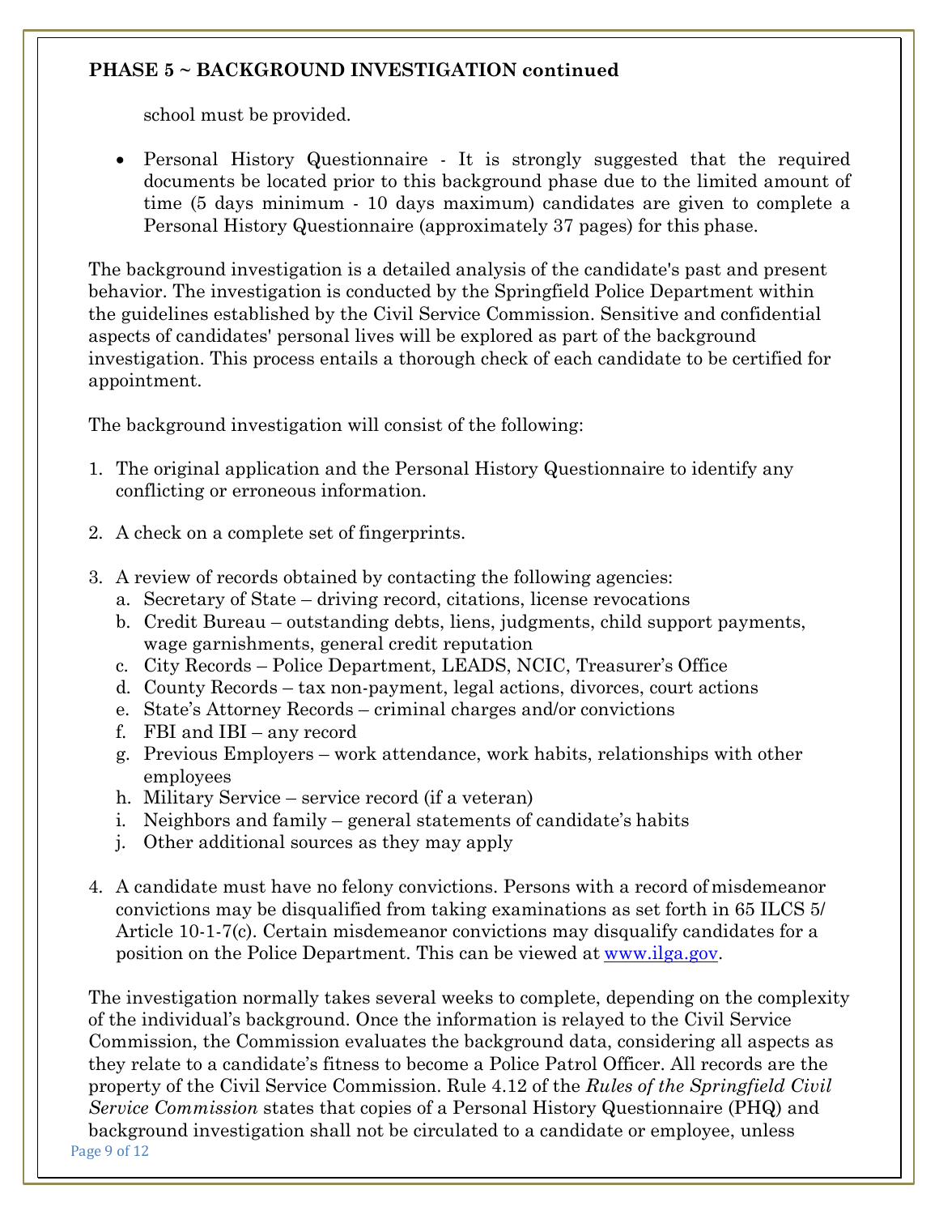**PHASE 5 ~ BACKGROUND INVESTIGATION continued**

school must be provided.

- Personal History Questionnaire - It is strongly suggested that the required documents be located prior to this background phase due to the limited amount of time (5 days minimum - 10 days maximum) candidates are given to complete a Personal History Questionnaire (approximately 37 pages) for this phase.

The background investigation is a detailed analysis of the candidate's past and present behavior. The investigation is conducted by the Springfield Police Department within the guidelines established by the Civil Service Commission. Sensitive and confidential aspects of candidates' personal lives will be explored as part of the background investigation. This process entails a thorough check of each candidate to be certified for appointment.

The background investigation will consist of the following:

1. The original application and the Personal History Questionnaire to identify any conflicting or erroneous information.

2. A check on a complete set of fingerprints.

3. A review of records obtained by contacting the following agencies:
   a. Secretary of State – driving record, citations, license revocations
   b. Credit Bureau – outstanding debts, liens, judgments, child support payments, wage garnishments, general credit reputation
   c. City Records – Police Department, LEADS, NCIC, Treasurer's Office
   d. County Records – tax non-payment, legal actions, divorces, court actions
   e. State's Attorney Records – criminal charges and/or convictions
   f. FBI and IBI – any record
   g. Previous Employers – work attendance, work habits, relationships with other employees
   h. Military Service – service record (if a veteran)
   i. Neighbors and family – general statements of candidate's habits
   j. Other additional sources as they may apply

4. A candidate must have no felony convictions. Persons with a record of misdemeanor convictions may be disqualified from taking examinations as set forth in 65 ILCS 5/ Article 10-1-7(c). Certain misdemeanor convictions may disqualify candidates for a position on the Police Department. This can be viewed at [www.ilga.gov](http://www.ilga.gov).

The investigation normally takes several weeks to complete, depending on the complexity of the individual's background. Once the information is relayed to the Civil Service Commission, the Commission evaluates the background data, considering all aspects as they relate to a candidate's fitness to become a Police Patrol Officer. All records are the property of the Civil Service Commission. Rule 4.12 of the *Rules of the Springfield Civil Service Commission* states that copies of a Personal History Questionnaire (PHQ) and background investigation shall not be circulated to a candidate or employee, unless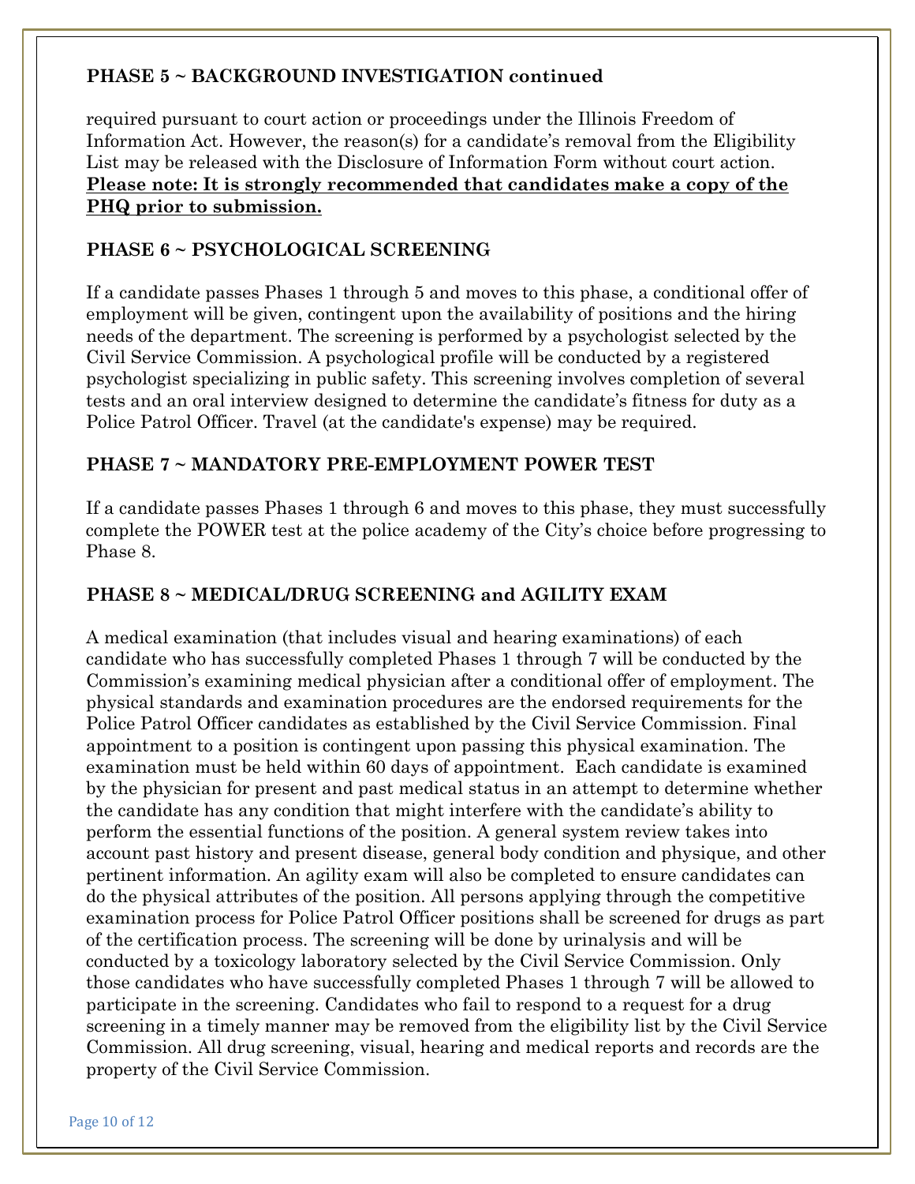## PHASE 5 ~ BACKGROUND INVESTIGATION continued

required pursuant to court action or proceedings under the Illinois Freedom of Information Act. However, the reason(s) for a candidate's removal from the Eligibility List may be released with the Disclosure of Information Form without court action. **Please note: It is strongly recommended that candidates make a copy of the PHQ prior to submission.**

## PHASE 6 ~ PSYCHOLOGICAL SCREENING

If a candidate passes Phases 1 through 5 and moves to this phase, a conditional offer of employment will be given, contingent upon the availability of positions and the hiring needs of the department. The screening is performed by a psychologist selected by the Civil Service Commission. A psychological profile will be conducted by a registered psychologist specializing in public safety. This screening involves completion of several tests and an oral interview designed to determine the candidate's fitness for duty as a Police Patrol Officer. Travel (at the candidate's expense) may be required.

## PHASE 7 ~ MANDATORY PRE-EMPLOYMENT POWER TEST

If a candidate passes Phases 1 through 6 and moves to this phase, they must successfully complete the POWER test at the police academy of the City's choice before progressing to Phase 8.

## PHASE 8 ~ MEDICAL/DRUG SCREENING and AGILITY EXAM

A medical examination (that includes visual and hearing examinations) of each candidate who has successfully completed Phases 1 through 7 will be conducted by the Commission's examining medical physician after a conditional offer of employment. The physical standards and examination procedures are the endorsed requirements for the Police Patrol Officer candidates as established by the Civil Service Commission. Final appointment to a position is contingent upon passing this physical examination. The examination must be held within 60 days of appointment. Each candidate is examined by the physician for present and past medical status in an attempt to determine whether the candidate has any condition that might interfere with the candidate's ability to perform the essential functions of the position. A general system review takes into account past history and present disease, general body condition and physique, and other pertinent information. An agility exam will also be completed to ensure candidates can do the physical attributes of the position. All persons applying through the competitive examination process for Police Patrol Officer positions shall be screened for drugs as part of the certification process. The screening will be done by urinalysis and will be conducted by a toxicology laboratory selected by the Civil Service Commission. Only those candidates who have successfully completed Phases 1 through 7 will be allowed to participate in the screening. Candidates who fail to respond to a request for a drug screening in a timely manner may be removed from the eligibility list by the Civil Service Commission. All drug screening, visual, hearing and medical reports and records are the property of the Civil Service Commission.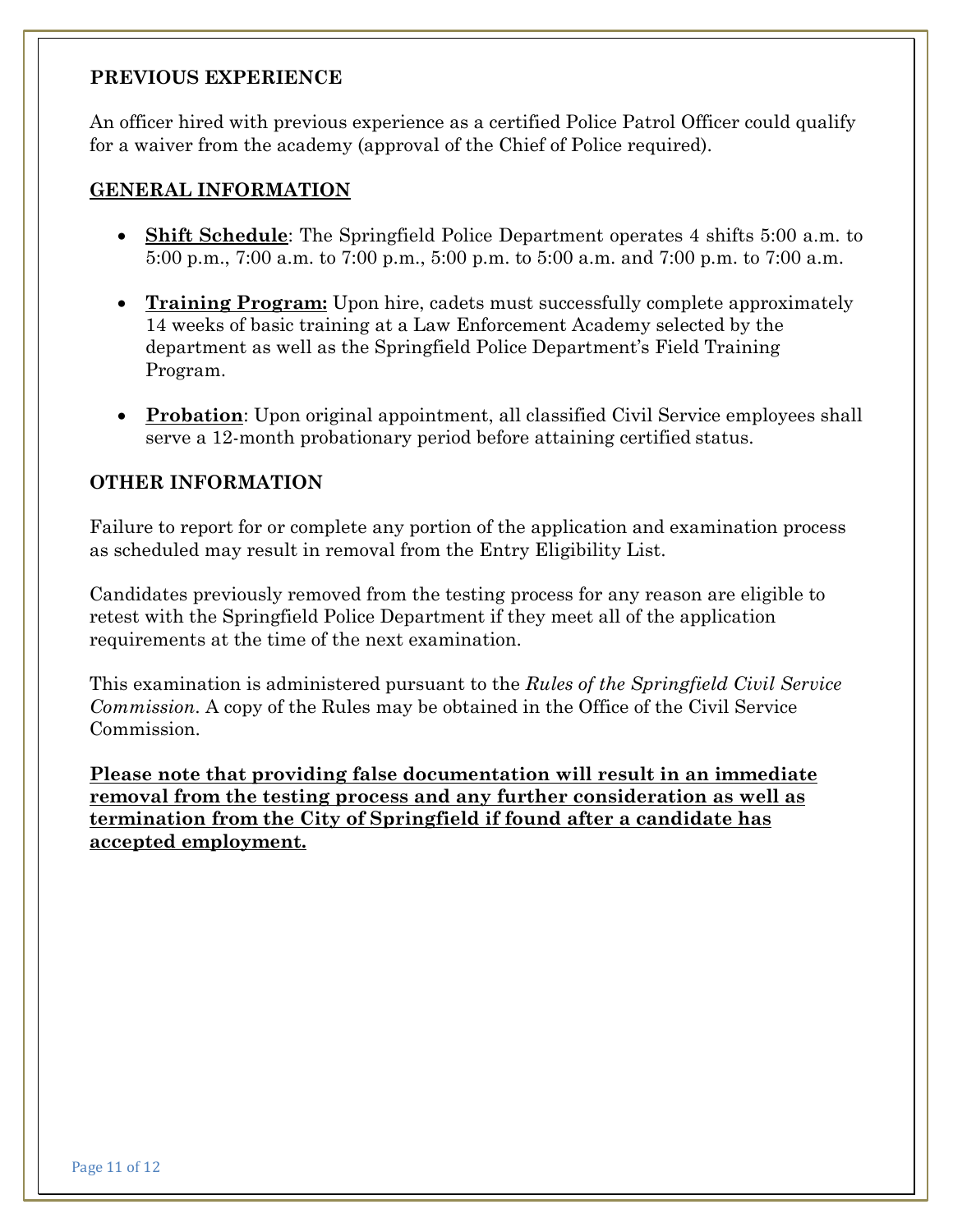## PREVIOUS EXPERIENCE

An officer hired with previous experience as a certified Police Patrol Officer could qualify for a waiver from the academy (approval of the Chief of Police required).

## GENERAL INFORMATION

- **Shift Schedule**: The Springfield Police Department operates 4 shifts 5:00 a.m. to 5:00 p.m., 7:00 a.m. to 7:00 p.m., 5:00 p.m. to 5:00 a.m. and 7:00 p.m. to 7:00 a.m.
- **Training Program:** Upon hire, cadets must successfully complete approximately 14 weeks of basic training at a Law Enforcement Academy selected by the department as well as the Springfield Police Department's Field Training Program.
- **Probation**: Upon original appointment, all classified Civil Service employees shall serve a 12-month probationary period before attaining certified status.

## OTHER INFORMATION

Failure to report for or complete any portion of the application and examination process as scheduled may result in removal from the Entry Eligibility List.

Candidates previously removed from the testing process for any reason are eligible to retest with the Springfield Police Department if they meet all of the application requirements at the time of the next examination.

This examination is administered pursuant to the *Rules of the Springfield Civil Service Commission*. A copy of the Rules may be obtained in the Office of the Civil Service Commission.

**Please note that providing false documentation will result in an immediate removal from the testing process and any further consideration as well as termination from the City of Springfield if found after a candidate has accepted employment.**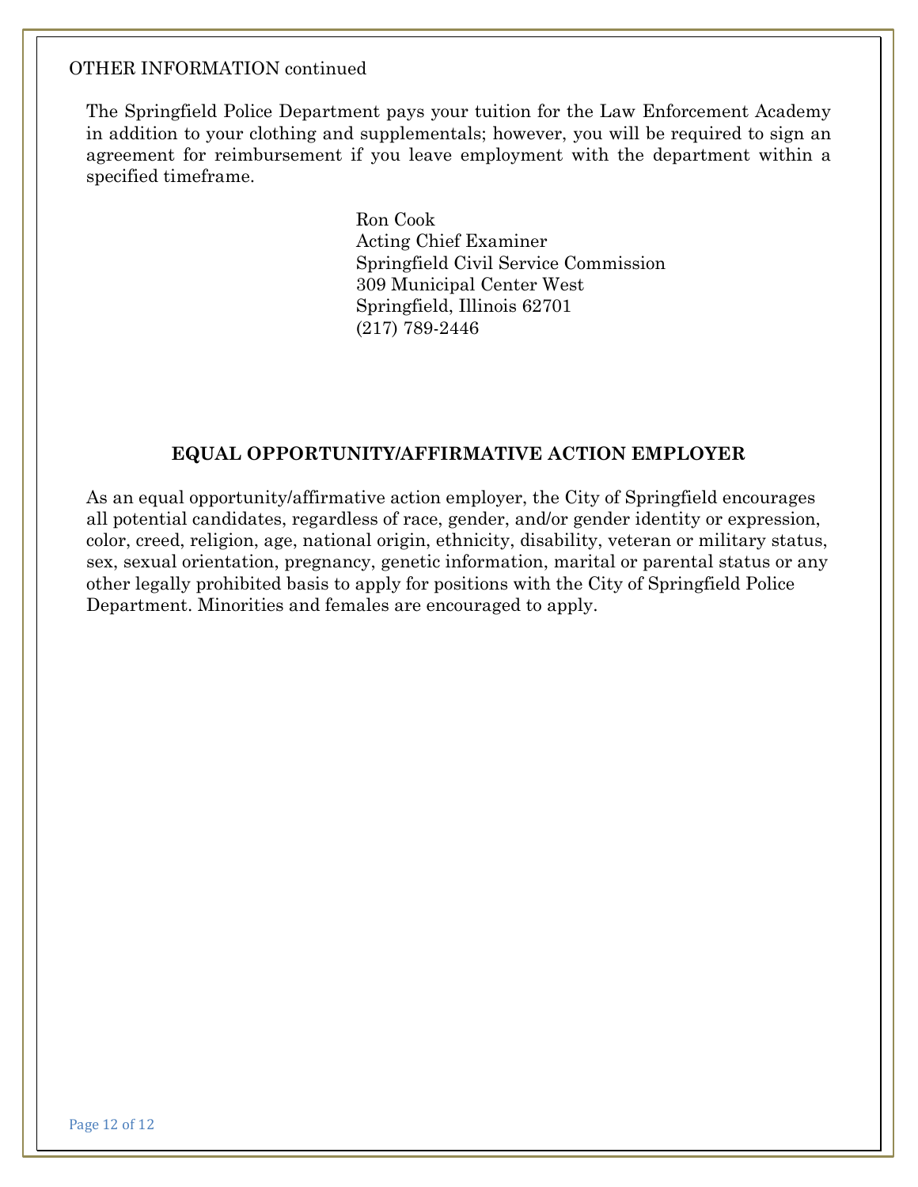OTHER INFORMATION continued

The Springfield Police Department pays your tuition for the Law Enforcement Academy in addition to your clothing and supplementals; however, you will be required to sign an agreement for reimbursement if you leave employment with the department within a specified timeframe.

Ron Cook
Acting Chief Examiner
Springfield Civil Service Commission
309 Municipal Center West
Springfield, Illinois 62701
(217) 789-2446

## EQUAL OPPORTUNITY/AFFIRMATIVE ACTION EMPLOYER

As an equal opportunity/affirmative action employer, the City of Springfield encourages all potential candidates, regardless of race, gender, and/or gender identity or expression, color, creed, religion, age, national origin, ethnicity, disability, veteran or military status, sex, sexual orientation, pregnancy, genetic information, marital or parental status or any other legally prohibited basis to apply for positions with the City of Springfield Police Department. Minorities and females are encouraged to apply.